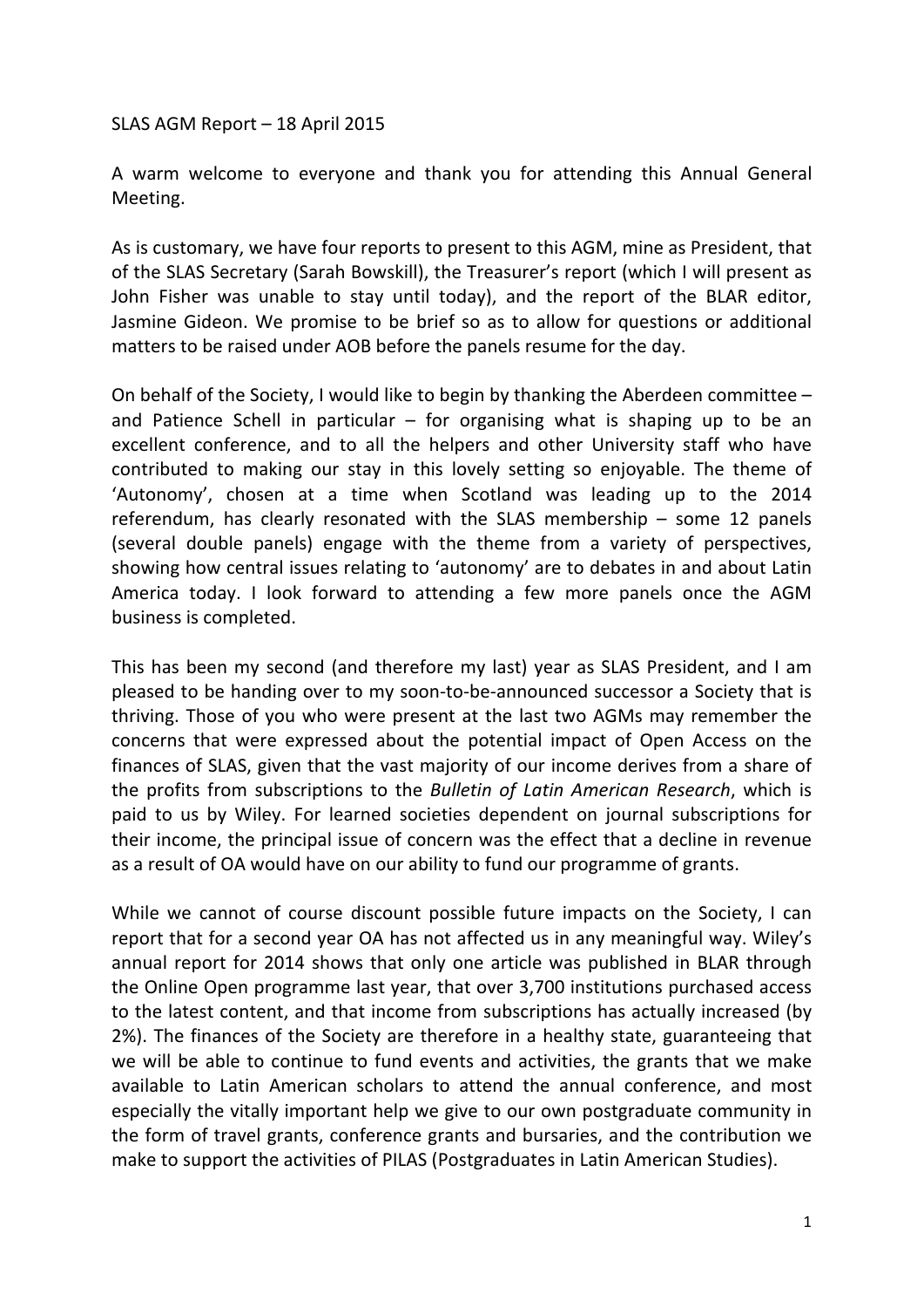SLAS AGM Report – 18 April 2015

A warm welcome to everyone and thank you for attending this Annual General Meeting.

As is customary, we have four reports to present to this AGM, mine as President, that of the SLAS Secretary (Sarah Bowskill), the Treasurer's report (which I will present as John Fisher was unable to stay until today), and the report of the BLAR editor, Jasmine Gideon. We promise to be brief so as to allow for questions or additional matters to be raised under AOB before the panels resume for the day.

On behalf of the Society, I would like to begin by thanking the Aberdeen committee – and Patience Schell in particular – for organising what is shaping up to be an excellent conference, and to all the helpers and other University staff who have contributed to making our stay in this lovely setting so enjoyable. The theme of 'Autonomy', chosen at a time when Scotland was leading up to the 2014 referendum, has clearly resonated with the SLAS membership – some 12 panels (several double panels) engage with the theme from a variety of perspectives, showing how central issues relating to 'autonomy' are to debates in and about Latin America today. I look forward to attending a few more panels once the AGM business is completed.

This has been my second (and therefore my last) year as SLAS President, and I am pleased to be handing over to my soon-to-be-announced successor a Society that is thriving. Those of you who were present at the last two AGMs may remember the concerns that were expressed about the potential impact of Open Access on the finances of SLAS, given that the vast majority of our income derives from a share of the profits from subscriptions to the *Bulletin of Latin American Research*, which is paid to us by Wiley. For learned societies dependent on journal subscriptions for their income, the principal issue of concern was the effect that a decline in revenue as a result of OA would have on our ability to fund our programme of grants.

While we cannot of course discount possible future impacts on the Society, I can report that for a second year OA has not affected us in any meaningful way. Wiley's annual report for 2014 shows that only one article was published in BLAR through the Online Open programme last year, that over 3,700 institutions purchased access to the latest content, and that income from subscriptions has actually increased (by 2%). The finances of the Society are therefore in a healthy state, guaranteeing that we will be able to continue to fund events and activities, the grants that we make available to Latin American scholars to attend the annual conference, and most especially the vitally important help we give to our own postgraduate community in the form of travel grants, conference grants and bursaries, and the contribution we make to support the activities of PILAS (Postgraduates in Latin American Studies).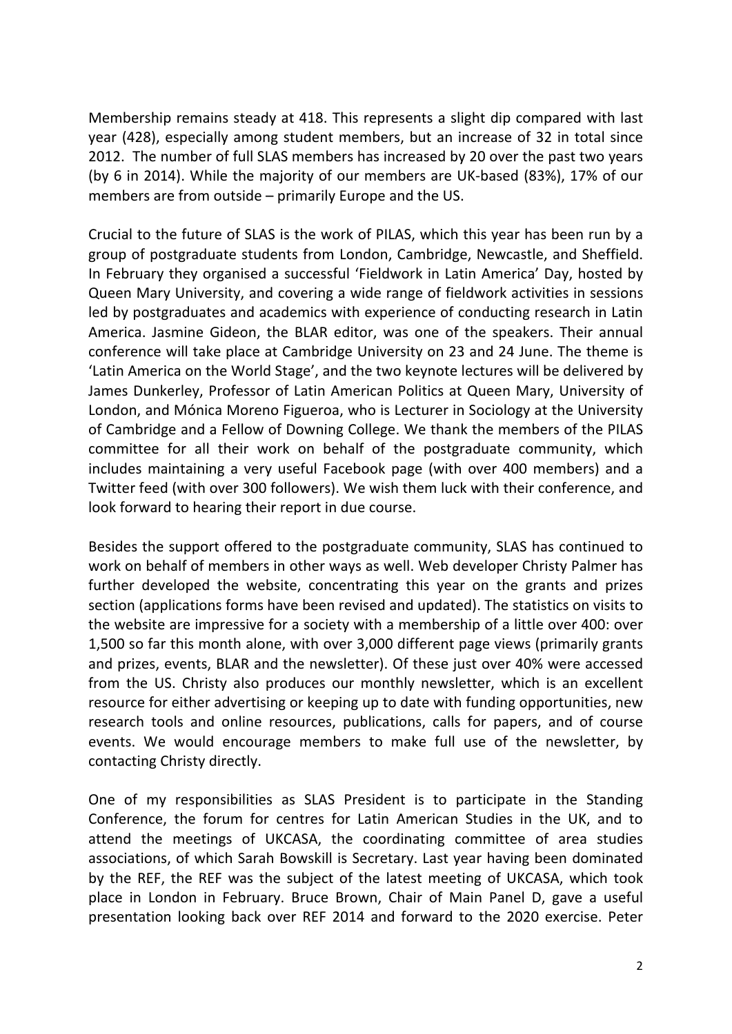Membership remains steady at 418. This represents a slight dip compared with last year (428), especially among student members, but an increase of 32 in total since 2012. The number of full SLAS members has increased by 20 over the past two years (by 6 in 2014). While the majority of our members are UK-based (83%), 17% of our members are from outside – primarily Europe and the US.

Crucial to the future of SLAS is the work of PILAS, which this year has been run by a group of postgraduate students from London, Cambridge, Newcastle, and Sheffield. In February they organised a successful 'Fieldwork in Latin America' Day, hosted by Queen Mary University, and covering a wide range of fieldwork activities in sessions led by postgraduates and academics with experience of conducting research in Latin America. Jasmine Gideon, the BLAR editor, was one of the speakers. Their annual conference will take place at Cambridge University on 23 and 24 June. The theme is 'Latin America on the World Stage', and the two keynote lectures will be delivered by James Dunkerley, Professor of Latin American Politics at Queen Mary, University of London, and Mónica Moreno Figueroa, who is Lecturer in Sociology at the University of Cambridge and a Fellow of Downing College. We thank the members of the PILAS committee for all their work on behalf of the postgraduate community, which includes maintaining a very useful Facebook page (with over 400 members) and a Twitter feed (with over 300 followers). We wish them luck with their conference, and look forward to hearing their report in due course.

Besides the support offered to the postgraduate community, SLAS has continued to work on behalf of members in other ways as well. Web developer Christy Palmer has further developed the website, concentrating this year on the grants and prizes section (applications forms have been revised and updated). The statistics on visits to the website are impressive for a society with a membership of a little over 400: over 1,500 so far this month alone, with over 3,000 different page views (primarily grants and prizes, events, BLAR and the newsletter). Of these just over 40% were accessed from the US. Christy also produces our monthly newsletter, which is an excellent resource for either advertising or keeping up to date with funding opportunities, new research tools and online resources, publications, calls for papers, and of course events. We would encourage members to make full use of the newsletter, by contacting Christy directly.

One of my responsibilities as SLAS President is to participate in the Standing Conference, the forum for centres for Latin American Studies in the UK, and to attend the meetings of UKCASA, the coordinating committee of area studies associations, of which Sarah Bowskill is Secretary. Last year having been dominated by the REF, the REF was the subject of the latest meeting of UKCASA, which took place in London in February. Bruce Brown, Chair of Main Panel D, gave a useful presentation looking back over REF 2014 and forward to the 2020 exercise. Peter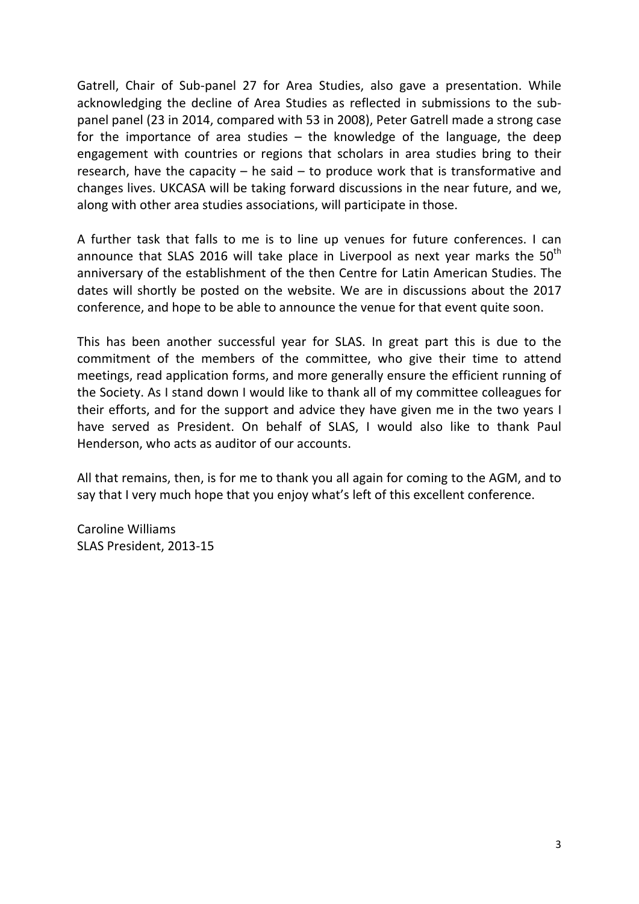Gatrell, Chair of Sub-panel 27 for Area Studies, also gave a presentation. While acknowledging the decline of Area Studies as reflected in submissions to the sub-panel panel (23 in 2014, compared with 53 in 2008), Peter Gatrell made a strong case for the importance of area studies – the knowledge of the language, the deep engagement with countries or regions that scholars in area studies bring to their research, have the capacity – he said – to produce work that is transformative and changes lives. UKCASA will be taking forward discussions in the near future, and we, along with other area studies associations, will participate in those.

A further task that falls to me is to line up venues for future conferences. I can announce that SLAS 2016 will take place in Liverpool as next year marks the 50th anniversary of the establishment of the then Centre for Latin American Studies. The dates will shortly be posted on the website. We are in discussions about the 2017 conference, and hope to be able to announce the venue for that event quite soon.

This has been another successful year for SLAS. In great part this is due to the commitment of the members of the committee, who give their time to attend meetings, read application forms, and more generally ensure the efficient running of the Society. As I stand down I would like to thank all of my committee colleagues for their efforts, and for the support and advice they have given me in the two years I have served as President. On behalf of SLAS, I would also like to thank Paul Henderson, who acts as auditor of our accounts.

All that remains, then, is for me to thank you all again for coming to the AGM, and to say that I very much hope that you enjoy what's left of this excellent conference.

Caroline Williams  
SLAS President, 2013-15